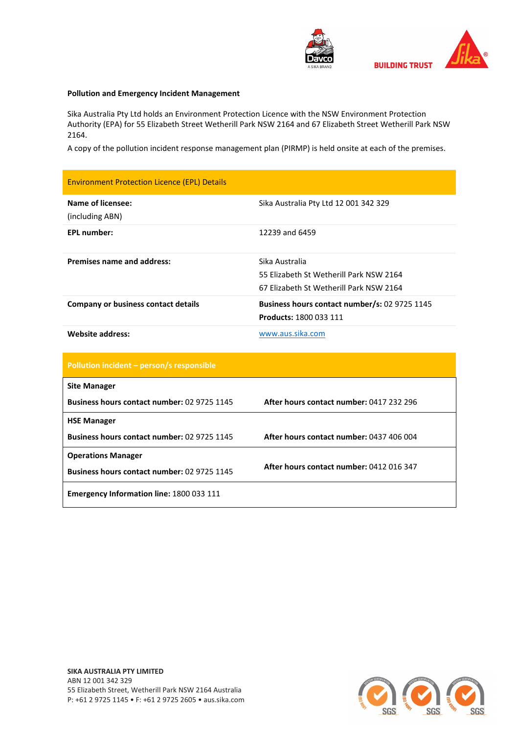## Pollution and Emergency Incident Management

Sika Australia Pty Ltd holds an Environment Protection Licence with the NSW Environment Protection Authority (EPA) for 55 Elizabeth Street Wetherill Park NSW 2164 and 67 Elizabeth Street Wetherill Park NSW 2164.

A copy of the pollution incident response management plan (PIRMP) is held onsite at each of the premises.

| Environment Protection Licence (EPL) Details | |
|---|---|
| **Name of licensee:**<br>(including ABN) | Sika Australia Pty Ltd 12 001 342 329 |
| **EPL number:** | 12239 and 6459 |
| **Premises name and address:** | Sika Australia<br>55 Elizabeth St Wetherill Park NSW 2164<br>67 Elizabeth St Wetherill Park NSW 2164 |
| **Company or business contact details** | **Business hours contact number/s:** 02 9725 1145<br>**Products:** 1800 033 111 |
| **Website address:** | www.aus.sika.com |

| Pollution incident – person/s responsible | |
|---|---|
| **Site Manager**<br>**Business hours contact number:** 02 9725 1145 | **After hours contact number:** 0417 232 296 |
| **HSE Manager**<br>**Business hours contact number:** 02 9725 1145 | **After hours contact number:** 0437 406 004 |
| **Operations Manager**<br>**Business hours contact number:** 02 9725 1145 | **After hours contact number:** 0412 016 347 |
| **Emergency Information line:** 1800 033 111 | |

**SIKA AUSTRALIA PTY LIMITED**
ABN 12 001 342 329
55 Elizabeth Street, Wetherill Park NSW 2164 Australia
P: +61 2 9725 1145 • F: +61 2 9725 2605 • aus.sika.com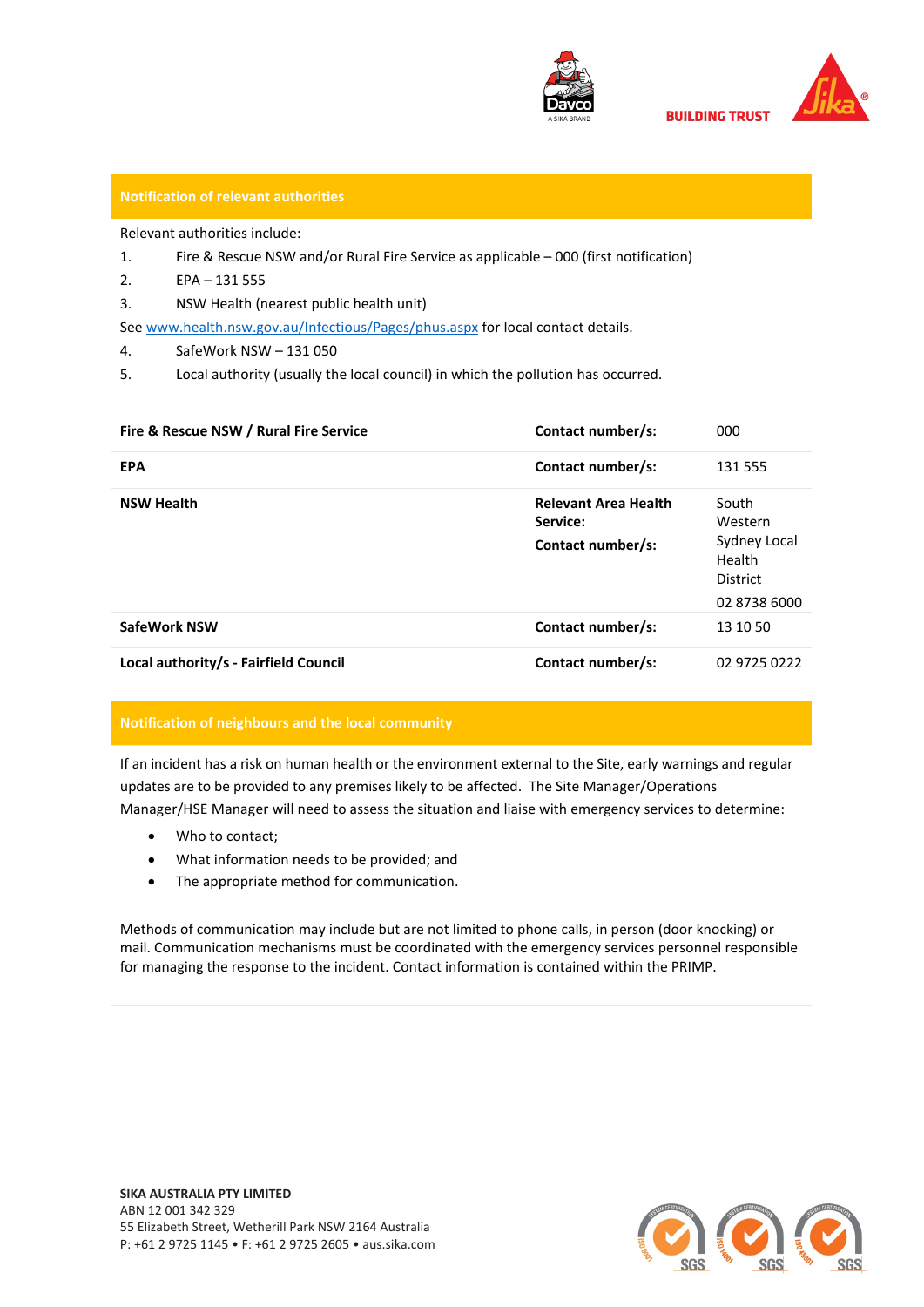## Notification of relevant authorities

Relevant authorities include:

1. Fire & Rescue NSW and/or Rural Fire Service as applicable – 000 (first notification)
2. EPA – 131 555
3. NSW Health (nearest public health unit)

See www.health.nsw.gov.au/Infectious/Pages/phus.aspx for local contact details.

4. SafeWork NSW – 131 050
5. Local authority (usually the local council) in which the pollution has occurred.

| | | |
|---|---|---|
| **Fire & Rescue NSW / Rural Fire Service** | **Contact number/s:** | 000 |
| **EPA** | **Contact number/s:** | 131 555 |
| **NSW Health** | **Relevant Area Health Service:**<br>**Contact number/s:** | South Western Sydney Local Health District<br>02 8738 6000 |
| **SafeWork NSW** | **Contact number/s:** | 13 10 50 |
| **Local authority/s - Fairfield Council** | **Contact number/s:** | 02 9725 0222 |

## Notification of neighbours and the local community

If an incident has a risk on human health or the environment external to the Site, early warnings and regular updates are to be provided to any premises likely to be affected. The Site Manager/Operations Manager/HSE Manager will need to assess the situation and liaise with emergency services to determine:

- Who to contact;
- What information needs to be provided; and
- The appropriate method for communication.

Methods of communication may include but are not limited to phone calls, in person (door knocking) or mail. Communication mechanisms must be coordinated with the emergency services personnel responsible for managing the response to the incident. Contact information is contained within the PRIMP.

**SIKA AUSTRALIA PTY LIMITED**
ABN 12 001 342 329
55 Elizabeth Street, Wetherill Park NSW 2164 Australia
P: +61 2 9725 1145 • F: +61 2 9725 2605 • aus.sika.com